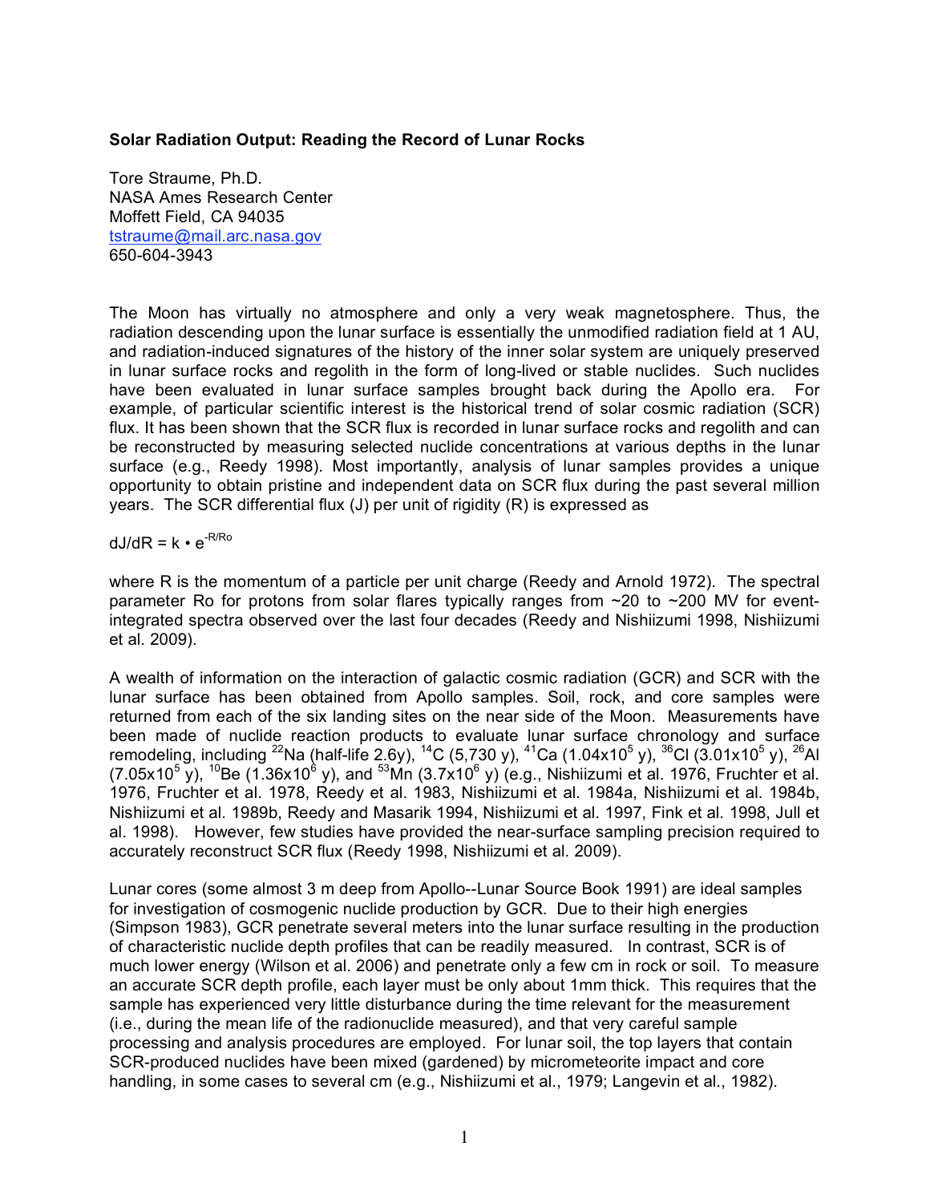**Solar Radiation Output: Reading the Record of Lunar Rocks**

Tore Straume, Ph.D.
NASA Ames Research Center
Moffett Field, CA 94035
tstraume@mail.arc.nasa.gov
650-604-3943

The Moon has virtually no atmosphere and only a very weak magnetosphere. Thus, the radiation descending upon the lunar surface is essentially the unmodified radiation field at 1 AU, and radiation-induced signatures of the history of the inner solar system are uniquely preserved in lunar surface rocks and regolith in the form of long-lived or stable nuclides. Such nuclides have been evaluated in lunar surface samples brought back during the Apollo era. For example, of particular scientific interest is the historical trend of solar cosmic radiation (SCR) flux. It has been shown that the SCR flux is recorded in lunar surface rocks and regolith and can be reconstructed by measuring selected nuclide concentrations at various depths in the lunar surface (e.g., Reedy 1998). Most importantly, analysis of lunar samples provides a unique opportunity to obtain pristine and independent data on SCR flux during the past several million years. The SCR differential flux (J) per unit of rigidity (R) is expressed as

$$dJ/dR = k \bullet e^{-R/Ro}$$

where R is the momentum of a particle per unit charge (Reedy and Arnold 1972). The spectral parameter Ro for protons from solar flares typically ranges from ~20 to ~200 MV for event-integrated spectra observed over the last four decades (Reedy and Nishiizumi 1998, Nishiizumi et al. 2009).

A wealth of information on the interaction of galactic cosmic radiation (GCR) and SCR with the lunar surface has been obtained from Apollo samples. Soil, rock, and core samples were returned from each of the six landing sites on the near side of the Moon. Measurements have been made of nuclide reaction products to evaluate lunar surface chronology and surface remodeling, including $^{22}$Na (half-life 2.6y), $^{14}$C (5,730 y), $^{41}$Ca ($1.04 \times 10^5$ y), $^{36}$Cl ($3.01 \times 10^5$ y), $^{26}$Al ($7.05 \times 10^5$ y), $^{10}$Be ($1.36 \times 10^6$ y), and $^{53}$Mn ($3.7 \times 10^6$ y) (e.g., Nishiizumi et al. 1976, Fruchter et al. 1976, Fruchter et al. 1978, Reedy et al. 1983, Nishiizumi et al. 1984a, Nishiizumi et al. 1984b, Nishiizumi et al. 1989b, Reedy and Masarik 1994, Nishiizumi et al. 1997, Fink et al. 1998, Jull et al. 1998). However, few studies have provided the near-surface sampling precision required to accurately reconstruct SCR flux (Reedy 1998, Nishiizumi et al. 2009).

Lunar cores (some almost 3 m deep from Apollo--Lunar Source Book 1991) are ideal samples for investigation of cosmogenic nuclide production by GCR. Due to their high energies (Simpson 1983), GCR penetrate several meters into the lunar surface resulting in the production of characteristic nuclide depth profiles that can be readily measured. In contrast, SCR is of much lower energy (Wilson et al. 2006) and penetrate only a few cm in rock or soil. To measure an accurate SCR depth profile, each layer must be only about 1mm thick. This requires that the sample has experienced very little disturbance during the time relevant for the measurement (i.e., during the mean life of the radionuclide measured), and that very careful sample processing and analysis procedures are employed. For lunar soil, the top layers that contain SCR-produced nuclides have been mixed (gardened) by micrometeorite impact and core handling, in some cases to several cm (e.g., Nishiizumi et al., 1979; Langevin et al., 1982).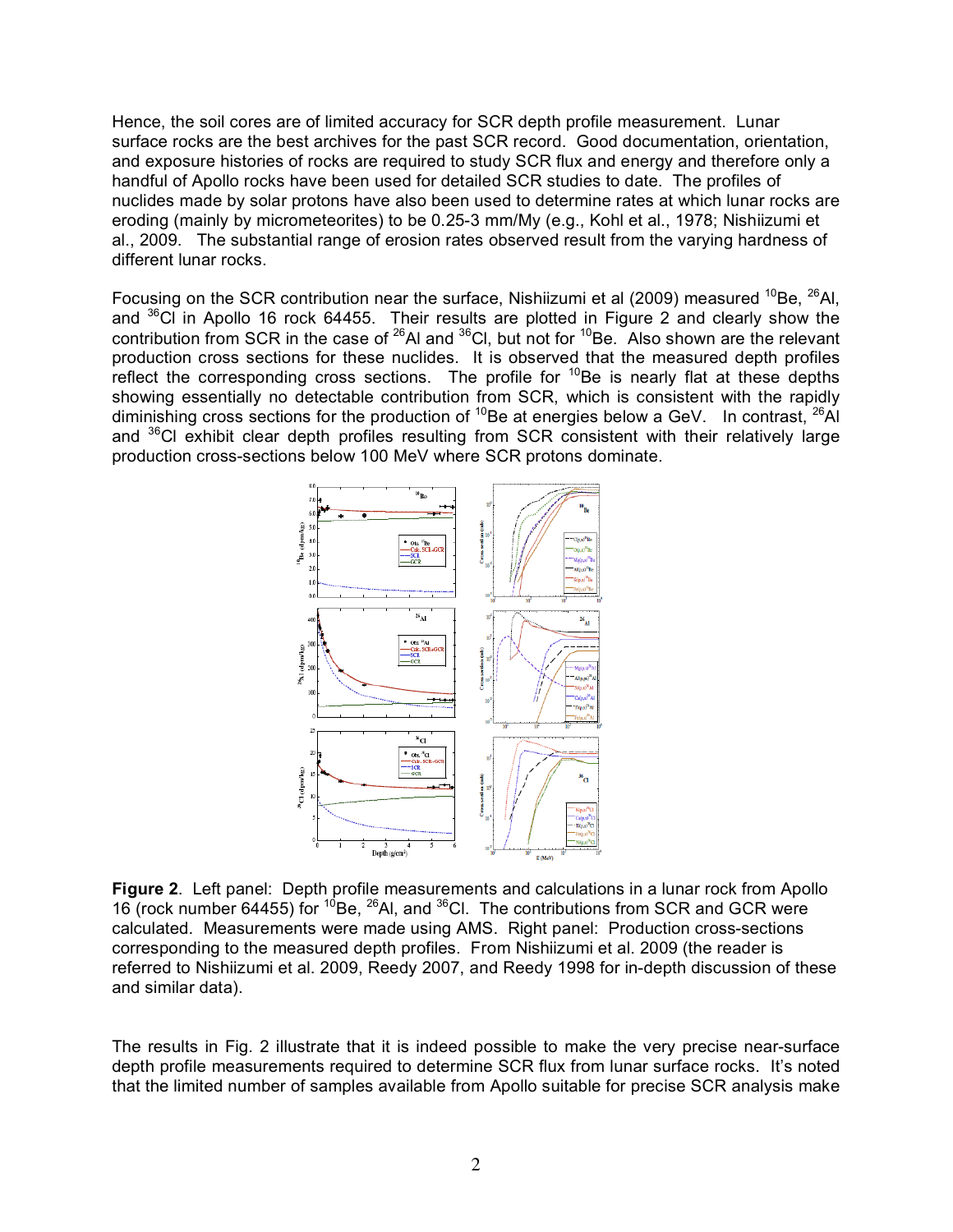Hence, the soil cores are of limited accuracy for SCR depth profile measurement. Lunar surface rocks are the best archives for the past SCR record. Good documentation, orientation, and exposure histories of rocks are required to study SCR flux and energy and therefore only a handful of Apollo rocks have been used for detailed SCR studies to date. The profiles of nuclides made by solar protons have also been used to determine rates at which lunar rocks are eroding (mainly by micrometeorites) to be 0.25-3 mm/My (e.g., Kohl et al., 1978; Nishiizumi et al., 2009. The substantial range of erosion rates observed result from the varying hardness of different lunar rocks.

Focusing on the SCR contribution near the surface, Nishiizumi et al (2009) measured $^{10}$Be, $^{26}$Al, and $^{36}$Cl in Apollo 16 rock 64455. Their results are plotted in Figure 2 and clearly show the contribution from SCR in the case of $^{26}$Al and $^{36}$Cl, but not for $^{10}$Be. Also shown are the relevant production cross sections for these nuclides. It is observed that the measured depth profiles reflect the corresponding cross sections. The profile for $^{10}$Be is nearly flat at these depths showing essentially no detectable contribution from SCR, which is consistent with the rapidly diminishing cross sections for the production of $^{10}$Be at energies below a GeV. In contrast, $^{26}$Al and $^{36}$Cl exhibit clear depth profiles resulting from SCR consistent with their relatively large production cross-sections below 100 MeV where SCR protons dominate.

**Figure 2**. Left panel: Depth profile measurements and calculations in a lunar rock from Apollo 16 (rock number 64455) for $^{10}$Be, $^{26}$Al, and $^{36}$Cl. The contributions from SCR and GCR were calculated. Measurements were made using AMS. Right panel: Production cross-sections corresponding to the measured depth profiles. From Nishiizumi et al. 2009 (the reader is referred to Nishiizumi et al. 2009, Reedy 2007, and Reedy 1998 for in-depth discussion of these and similar data).

The results in Fig. 2 illustrate that it is indeed possible to make the very precise near-surface depth profile measurements required to determine SCR flux from lunar surface rocks. It's noted that the limited number of samples available from Apollo suitable for precise SCR analysis make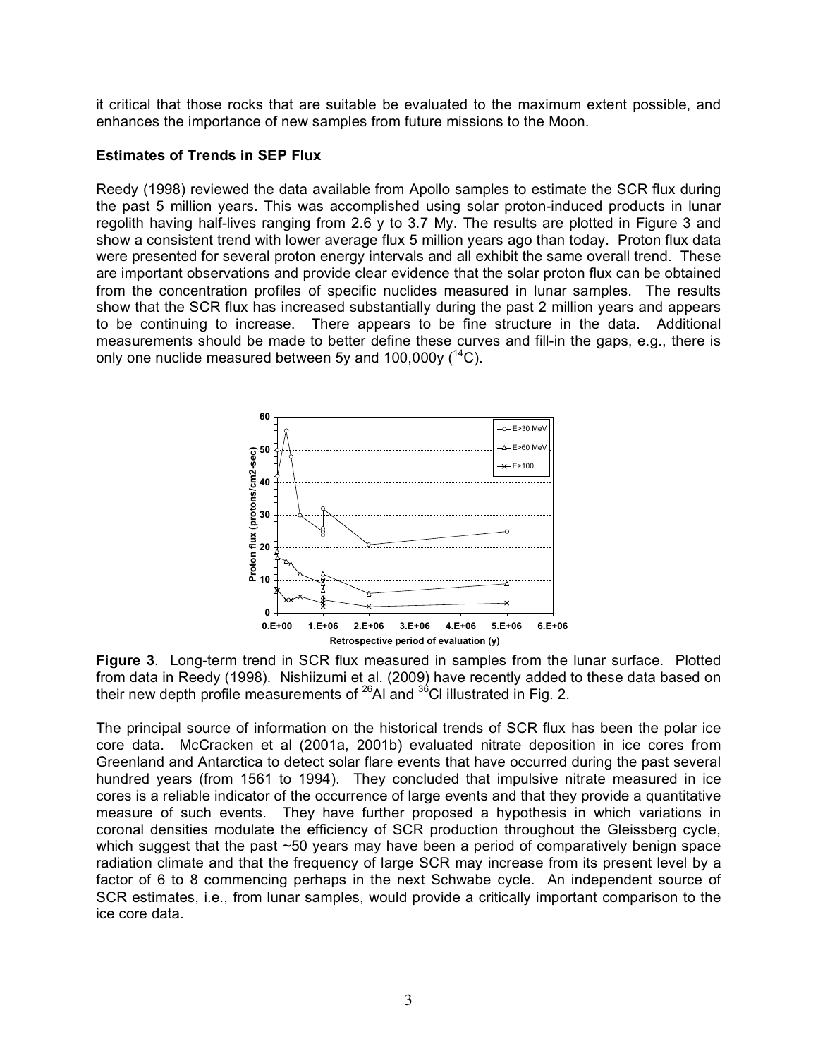it critical that those rocks that are suitable be evaluated to the maximum extent possible, and enhances the importance of new samples from future missions to the Moon.

### Estimates of Trends in SEP Flux

Reedy (1998) reviewed the data available from Apollo samples to estimate the SCR flux during the past 5 million years. This was accomplished using solar proton-induced products in lunar regolith having half-lives ranging from 2.6 y to 3.7 My. The results are plotted in Figure 3 and show a consistent trend with lower average flux 5 million years ago than today. Proton flux data were presented for several proton energy intervals and all exhibit the same overall trend. These are important observations and provide clear evidence that the solar proton flux can be obtained from the concentration profiles of specific nuclides measured in lunar samples. The results show that the SCR flux has increased substantially during the past 2 million years and appears to be continuing to increase. There appears to be fine structure in the data. Additional measurements should be made to better define these curves and fill-in the gaps, e.g., there is only one nuclide measured between 5y and 100,000y ($^{14}C$).

**Figure 3**. Long-term trend in SCR flux measured in samples from the lunar surface. Plotted from data in Reedy (1998). Nishiizumi et al. (2009) have recently added to these data based on their new depth profile measurements of $^{26}Al$ and $^{36}Cl$ illustrated in Fig. 2.

The principal source of information on the historical trends of SCR flux has been the polar ice core data. McCracken et al (2001a, 2001b) evaluated nitrate deposition in ice cores from Greenland and Antarctica to detect solar flare events that have occurred during the past several hundred years (from 1561 to 1994). They concluded that impulsive nitrate measured in ice cores is a reliable indicator of the occurrence of large events and that they provide a quantitative measure of such events. They have further proposed a hypothesis in which variations in coronal densities modulate the efficiency of SCR production throughout the Gleissberg cycle, which suggest that the past ~50 years may have been a period of comparatively benign space radiation climate and that the frequency of large SCR may increase from its present level by a factor of 6 to 8 commencing perhaps in the next Schwabe cycle. An independent source of SCR estimates, i.e., from lunar samples, would provide a critically important comparison to the ice core data.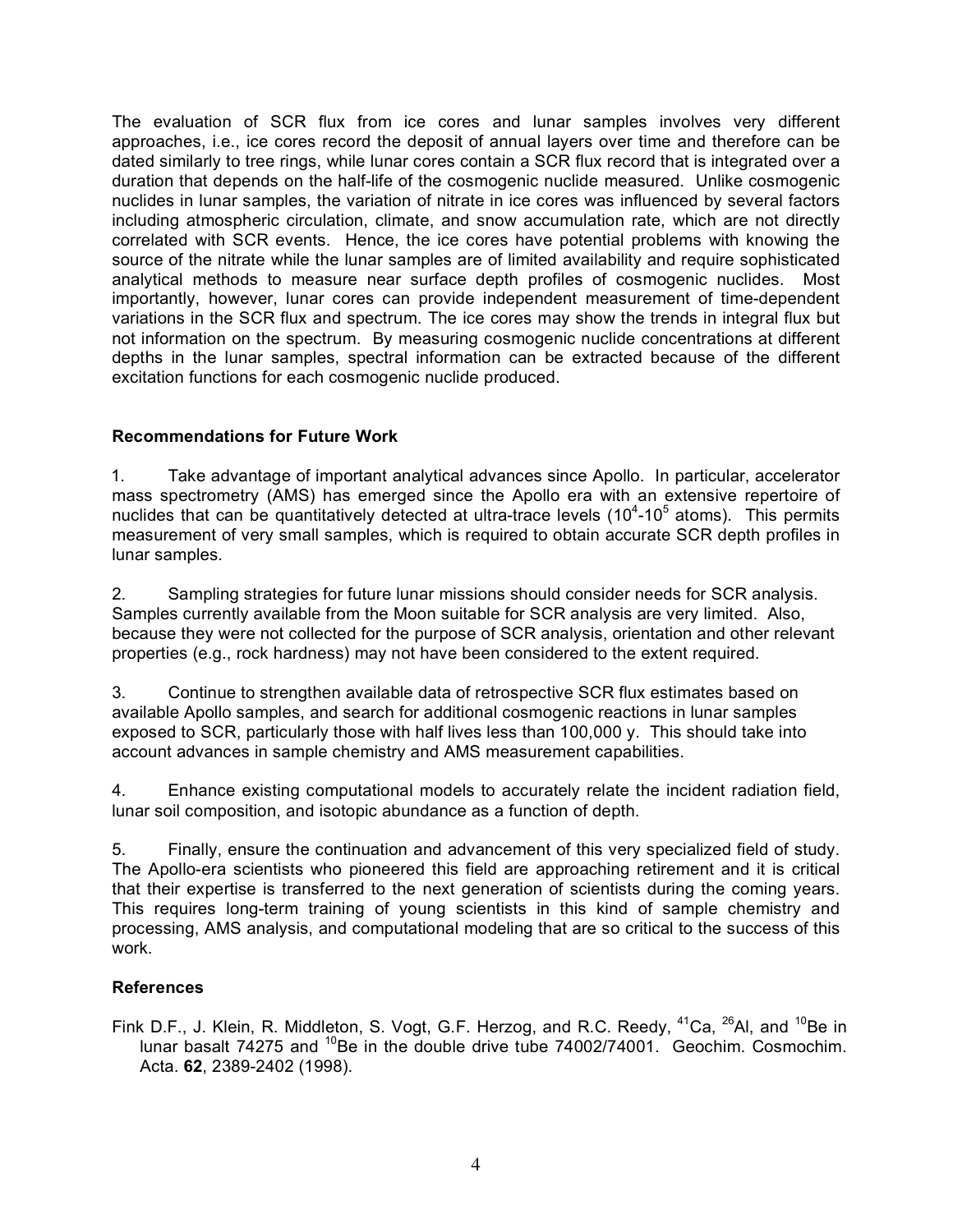The evaluation of SCR flux from ice cores and lunar samples involves very different approaches, i.e., ice cores record the deposit of annual layers over time and therefore can be dated similarly to tree rings, while lunar cores contain a SCR flux record that is integrated over a duration that depends on the half-life of the cosmogenic nuclide measured. Unlike cosmogenic nuclides in lunar samples, the variation of nitrate in ice cores was influenced by several factors including atmospheric circulation, climate, and snow accumulation rate, which are not directly correlated with SCR events. Hence, the ice cores have potential problems with knowing the source of the nitrate while the lunar samples are of limited availability and require sophisticated analytical methods to measure near surface depth profiles of cosmogenic nuclides. Most importantly, however, lunar cores can provide independent measurement of time-dependent variations in the SCR flux and spectrum. The ice cores may show the trends in integral flux but not information on the spectrum. By measuring cosmogenic nuclide concentrations at different depths in the lunar samples, spectral information can be extracted because of the different excitation functions for each cosmogenic nuclide produced.

### Recommendations for Future Work

1. Take advantage of important analytical advances since Apollo. In particular, accelerator mass spectrometry (AMS) has emerged since the Apollo era with an extensive repertoire of nuclides that can be quantitatively detected at ultra-trace levels ($10^4$-$10^5$ atoms). This permits measurement of very small samples, which is required to obtain accurate SCR depth profiles in lunar samples.

2. Sampling strategies for future lunar missions should consider needs for SCR analysis. Samples currently available from the Moon suitable for SCR analysis are very limited. Also, because they were not collected for the purpose of SCR analysis, orientation and other relevant properties (e.g., rock hardness) may not have been considered to the extent required.

3. Continue to strengthen available data of retrospective SCR flux estimates based on available Apollo samples, and search for additional cosmogenic reactions in lunar samples exposed to SCR, particularly those with half lives less than 100,000 y. This should take into account advances in sample chemistry and AMS measurement capabilities.

4. Enhance existing computational models to accurately relate the incident radiation field, lunar soil composition, and isotopic abundance as a function of depth.

5. Finally, ensure the continuation and advancement of this very specialized field of study. The Apollo-era scientists who pioneered this field are approaching retirement and it is critical that their expertise is transferred to the next generation of scientists during the coming years. This requires long-term training of young scientists in this kind of sample chemistry and processing, AMS analysis, and computational modeling that are so critical to the success of this work.

### References

Fink D.F., J. Klein, R. Middleton, S. Vogt, G.F. Herzog, and R.C. Reedy, $^{41}Ca$, $^{26}Al$, and $^{10}Be$ in lunar basalt 74275 and $^{10}Be$ in the double drive tube 74002/74001. Geochim. Cosmochim. Acta. **62**, 2389-2402 (1998).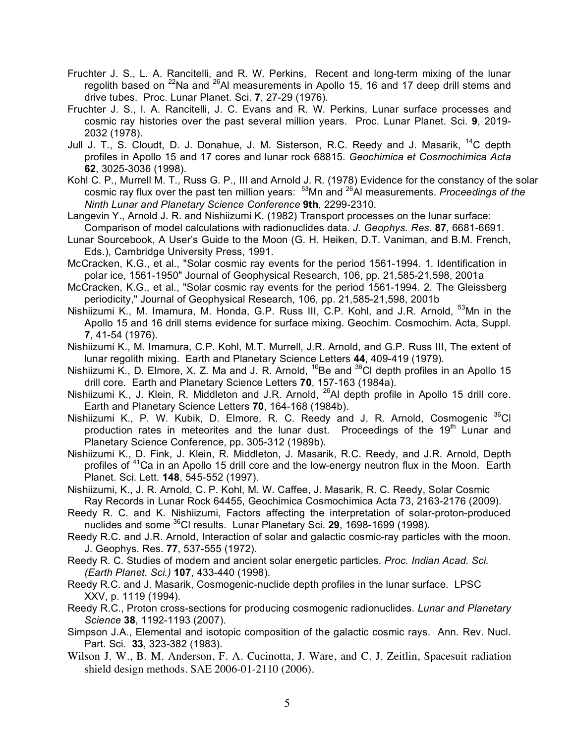Fruchter J. S., L. A. Rancitelli, and R. W. Perkins, Recent and long-term mixing of the lunar regolith based on $^{22}$Na and $^{26}$Al measurements in Apollo 15, 16 and 17 deep drill stems and drive tubes. Proc. Lunar Planet. Sci. **7**, 27-29 (1976).

Fruchter J. S., l. A. Rancitelli, J. C. Evans and R. W. Perkins, Lunar surface processes and cosmic ray histories over the past several million years. Proc. Lunar Planet. Sci. **9**, 2019-2032 (1978).

Jull J. T., S. Cloudt, D. J. Donahue, J. M. Sisterson, R.C. Reedy and J. Masarik, $^{14}$C depth profiles in Apollo 15 and 17 cores and lunar rock 68815. *Geochimica et Cosmochimica Acta* **62**, 3025-3036 (1998).

Kohl C. P., Murrell M. T., Russ G. P., III and Arnold J. R. (1978) Evidence for the constancy of the solar cosmic ray flux over the past ten million years: $^{53}$Mn and $^{26}$Al measurements. *Proceedings of the Ninth Lunar and Planetary Science Conference* **9th**, 2299-2310.

Langevin Y., Arnold J. R. and Nishiizumi K. (1982) Transport processes on the lunar surface: Comparison of model calculations with radionuclides data. *J. Geophys. Res.* **87**, 6681-6691.

Lunar Sourcebook, A User's Guide to the Moon (G. H. Heiken, D.T. Vaniman, and B.M. French, Eds.), Cambridge University Press, 1991.

McCracken, K.G., et al., "Solar cosmic ray events for the period 1561-1994. 1. Identification in polar ice, 1561-1950" Journal of Geophysical Research, 106, pp. 21,585-21,598, 2001a

McCracken, K.G., et al., "Solar cosmic ray events for the period 1561-1994. 2. The Gleissberg periodicity," Journal of Geophysical Research, 106, pp. 21,585-21,598, 2001b

Nishiizumi K., M. Imamura, M. Honda, G.P. Russ III, C.P. Kohl, and J.R. Arnold, $^{53}$Mn in the Apollo 15 and 16 drill stems evidence for surface mixing. Geochim. Cosmochim. Acta, Suppl. **7**, 41-54 (1976).

Nishiizumi K., M. Imamura, C.P. Kohl, M.T. Murrell, J.R. Arnold, and G.P. Russ III, The extent of lunar regolith mixing. Earth and Planetary Science Letters **44**, 409-419 (1979).

Nishiizumi K., D. Elmore, X. Z. Ma and J. R. Arnold, $^{10}$Be and $^{36}$Cl depth profiles in an Apollo 15 drill core. Earth and Planetary Science Letters **70**, 157-163 (1984a).

Nishiizumi K., J. Klein, R. Middleton and J.R. Arnold, $^{26}$Al depth profile in Apollo 15 drill core. Earth and Planetary Science Letters **70**, 164-168 (1984b).

Nishiizumi K., P. W. Kubik, D. Elmore, R. C. Reedy and J. R. Arnold, Cosmogenic $^{36}$Cl production rates in meteorites and the lunar dust. Proceedings of the 19$^{th}$ Lunar and Planetary Science Conference, pp. 305-312 (1989b).

Nishiizumi K., D. Fink, J. Klein, R. Middleton, J. Masarik, R.C. Reedy, and J.R. Arnold, Depth profiles of $^{41}$Ca in an Apollo 15 drill core and the low-energy neutron flux in the Moon. Earth Planet. Sci. Lett. **148**, 545-552 (1997).

Nishiizumi, K., J. R. Arnold, C. P. Kohl, M. W. Caffee, J. Masarik, R. C. Reedy, Solar Cosmic Ray Records in Lunar Rock 64455, Geochimica Cosmochimica Acta 73, 2163-2176 (2009).

Reedy R. C. and K. Nishiizumi, Factors affecting the interpretation of solar-proton-produced nuclides and some $^{36}$Cl results. Lunar Planetary Sci. **29**, 1698-1699 (1998).

Reedy R.C. and J.R. Arnold, Interaction of solar and galactic cosmic-ray particles with the moon. J. Geophys. Res. **77**, 537-555 (1972).

Reedy R. C. Studies of modern and ancient solar energetic particles. *Proc. Indian Acad. Sci. (Earth Planet. Sci.)* **107**, 433-440 (1998).

Reedy R.C. and J. Masarik, Cosmogenic-nuclide depth profiles in the lunar surface. LPSC XXV, p. 1119 (1994).

Reedy R.C., Proton cross-sections for producing cosmogenic radionuclides. *Lunar and Planetary Science* **38**, 1192-1193 (2007).

Simpson J.A., Elemental and isotopic composition of the galactic cosmic rays. Ann. Rev. Nucl. Part. Sci. **33**, 323-382 (1983).

Wilson J. W., B. M. Anderson, F. A. Cucinotta, J. Ware, and C. J. Zeitlin, Spacesuit radiation shield design methods. SAE 2006-01-2110 (2006).